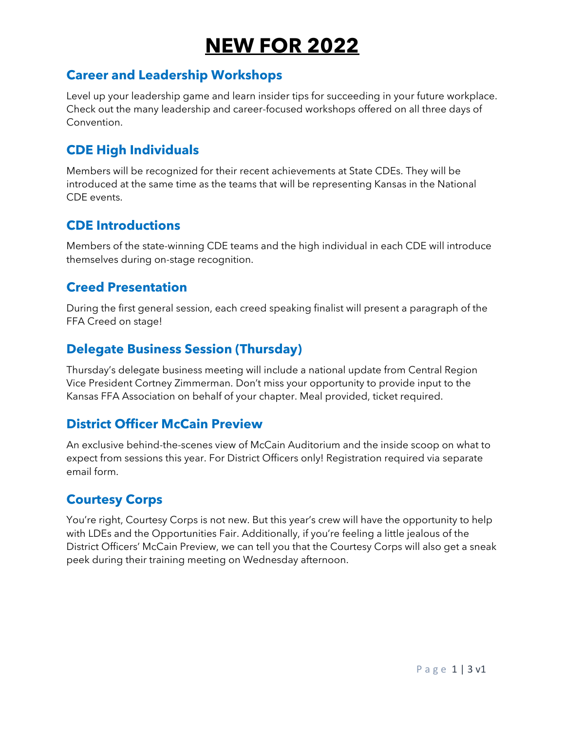# NEW FOR 2022

## Career and Leadership Workshops

Level up your leadership game and learn insider tips for succeeding in your future workplace. Check out the many leadership and career-focused workshops offered on all three days of Convention.

## CDE High Individuals

Members will be recognized for their recent achievements at State CDEs. They will be introduced at the same time as the teams that will be representing Kansas in the National CDE events.

## CDE Introductions

Members of the state-winning CDE teams and the high individual in each CDE will introduce themselves during on-stage recognition.

## Creed Presentation

During the first general session, each creed speaking finalist will present a paragraph of the FFA Creed on stage!

## Delegate Business Session (Thursday)

Thursday's delegate business meeting will include a national update from Central Region Vice President Cortney Zimmerman. Don't miss your opportunity to provide input to the Kansas FFA Association on behalf of your chapter. Meal provided, ticket required.

## District Officer McCain Preview

An exclusive behind-the-scenes view of McCain Auditorium and the inside scoop on what to expect from sessions this year. For District Officers only! Registration required via separate email form.

## Courtesy Corps

You're right, Courtesy Corps is not new. But this year's crew will have the opportunity to help with LDEs and the Opportunities Fair. Additionally, if you're feeling a little jealous of the District Officers' McCain Preview, we can tell you that the Courtesy Corps will also get a sneak peek during their training meeting on Wednesday afternoon.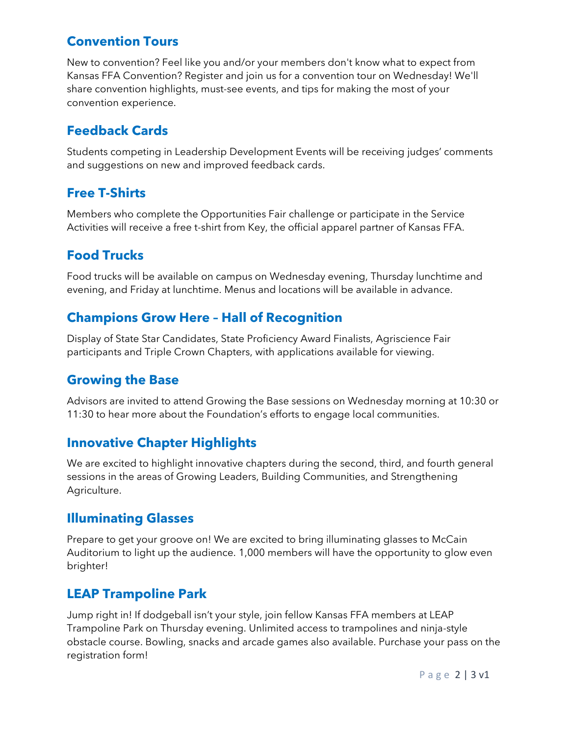## Convention Tours

New to convention? Feel like you and/or your members don't know what to expect from Kansas FFA Convention? Register and join us for a convention tour on Wednesday! We'll share convention highlights, must-see events, and tips for making the most of your convention experience.

## Feedback Cards

Students competing in Leadership Development Events will be receiving judges' comments and suggestions on new and improved feedback cards.

## Free T-Shirts

Members who complete the Opportunities Fair challenge or participate in the Service Activities will receive a free t-shirt from Key, the official apparel partner of Kansas FFA.

## Food Trucks

Food trucks will be available on campus on Wednesday evening, Thursday lunchtime and evening, and Friday at lunchtime. Menus and locations will be available in advance.

## Champions Grow Here – Hall of Recognition

Display of State Star Candidates, State Proficiency Award Finalists, Agriscience Fair participants and Triple Crown Chapters, with applications available for viewing.

## Growing the Base

Advisors are invited to attend Growing the Base sessions on Wednesday morning at 10:30 or 11:30 to hear more about the Foundation's efforts to engage local communities.

## Innovative Chapter Highlights

We are excited to highlight innovative chapters during the second, third, and fourth general sessions in the areas of Growing Leaders, Building Communities, and Strengthening Agriculture.

## Illuminating Glasses

Prepare to get your groove on! We are excited to bring illuminating glasses to McCain Auditorium to light up the audience. 1,000 members will have the opportunity to glow even brighter!

## LEAP Trampoline Park

Jump right in! If dodgeball isn't your style, join fellow Kansas FFA members at LEAP Trampoline Park on Thursday evening. Unlimited access to trampolines and ninja-style obstacle course. Bowling, snacks and arcade games also available. Purchase your pass on the registration form!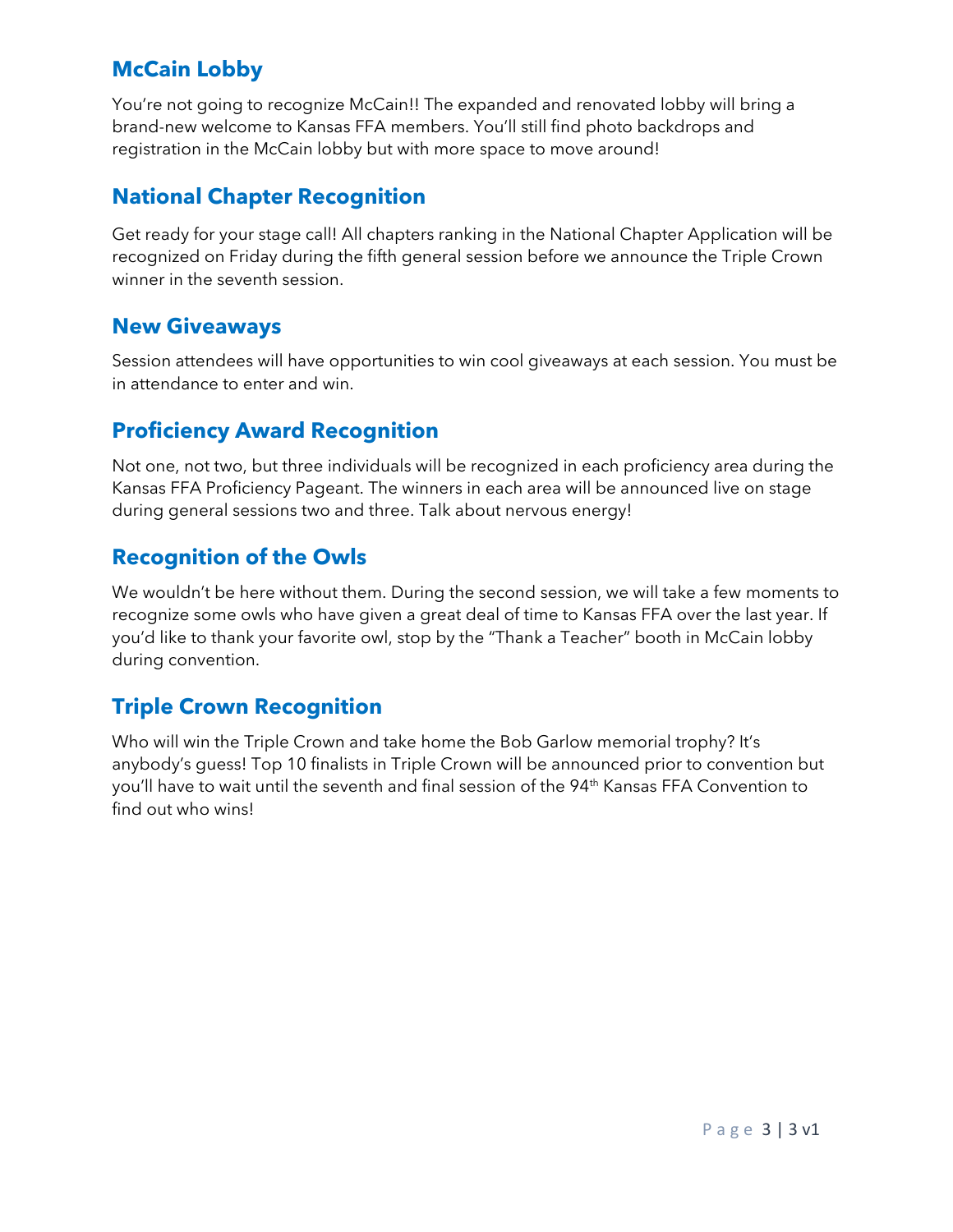## McCain Lobby

You're not going to recognize McCain!! The expanded and renovated lobby will bring a brand-new welcome to Kansas FFA members. You'll still find photo backdrops and registration in the McCain lobby but with more space to move around!

## National Chapter Recognition

Get ready for your stage call! All chapters ranking in the National Chapter Application will be recognized on Friday during the fifth general session before we announce the Triple Crown winner in the seventh session.

## New Giveaways

Session attendees will have opportunities to win cool giveaways at each session. You must be in attendance to enter and win.

## Proficiency Award Recognition

Not one, not two, but three individuals will be recognized in each proficiency area during the Kansas FFA Proficiency Pageant. The winners in each area will be announced live on stage during general sessions two and three. Talk about nervous energy!

## Recognition of the Owls

We wouldn't be here without them. During the second session, we will take a few moments to recognize some owls who have given a great deal of time to Kansas FFA over the last year. If you'd like to thank your favorite owl, stop by the "Thank a Teacher" booth in McCain lobby during convention.

## Triple Crown Recognition

Who will win the Triple Crown and take home the Bob Garlow memorial trophy? It's anybody's guess! Top 10 finalists in Triple Crown will be announced prior to convention but you'll have to wait until the seventh and final session of the 94th Kansas FFA Convention to find out who wins!